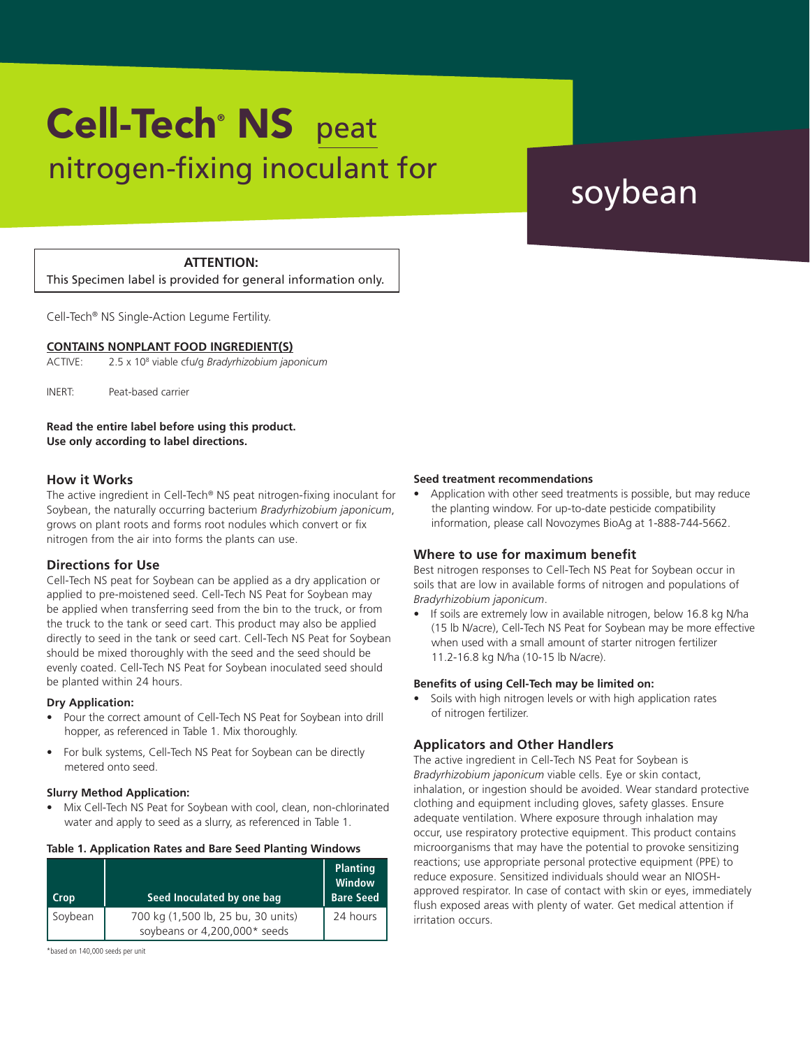# Cell-Tech® NS peat nitrogen-fixing inoculant for soybean

**ATTENTION:**
This Specimen label is provided for general information only.

Cell-Tech® NS Single-Action Legume Fertility.

**CONTAINS NONPLANT FOOD INGREDIENT(S)**

ACTIVE: $2.5 \times 10^8$ viable cfu/g *Bradyrhizobium japonicum*

INERT: Peat-based carrier

**Read the entire label before using this product.**
**Use only according to label directions.**

## How it Works

The active ingredient in Cell-Tech® NS peat nitrogen-fixing inoculant for Soybean, the naturally occurring bacterium *Bradyrhizobium japonicum*, grows on plant roots and forms root nodules which convert or fix nitrogen from the air into forms the plants can use.

## Directions for Use

Cell-Tech NS peat for Soybean can be applied as a dry application or applied to pre-moistened seed. Cell-Tech NS Peat for Soybean may be applied when transferring seed from the bin to the truck, or from the truck to the tank or seed cart. This product may also be applied directly to seed in the tank or seed cart. Cell-Tech NS Peat for Soybean should be mixed thoroughly with the seed and the seed should be evenly coated. Cell-Tech NS Peat for Soybean inoculated seed should be planted within 24 hours.

### Dry Application:

- Pour the correct amount of Cell-Tech NS Peat for Soybean into drill hopper, as referenced in Table 1. Mix thoroughly.
- For bulk systems, Cell-Tech NS Peat for Soybean can be directly metered onto seed.

### Slurry Method Application:

- Mix Cell-Tech NS Peat for Soybean with cool, clean, non-chlorinated water and apply to seed as a slurry, as referenced in Table 1.

**Table 1. Application Rates and Bare Seed Planting Windows**

| Crop | Seed Inoculated by one bag | Planting Window Bare Seed |
|---|---|---|
| Soybean | 700 kg (1,500 lb, 25 bu, 30 units) soybeans or 4,200,000* seeds | 24 hours |

*based on 140,000 seeds per unit

### Seed treatment recommendations

- Application with other seed treatments is possible, but may reduce the planting window. For up-to-date pesticide compatibility information, please call Novozymes BioAg at 1-888-744-5662.

## Where to use for maximum benefit

Best nitrogen responses to Cell-Tech NS Peat for Soybean occur in soils that are low in available forms of nitrogen and populations of *Bradyrhizobium japonicum*.

- If soils are extremely low in available nitrogen, below 16.8 kg N/ha (15 lb N/acre), Cell-Tech NS Peat for Soybean may be more effective when used with a small amount of starter nitrogen fertilizer 11.2-16.8 kg N/ha (10-15 lb N/acre).

### Benefits of using Cell-Tech may be limited on:

- Soils with high nitrogen levels or with high application rates of nitrogen fertilizer.

## Applicators and Other Handlers

The active ingredient in Cell-Tech NS Peat for Soybean is *Bradyrhizobium japonicum* viable cells. Eye or skin contact, inhalation, or ingestion should be avoided. Wear standard protective clothing and equipment including gloves, safety glasses. Ensure adequate ventilation. Where exposure through inhalation may occur, use respiratory protective equipment. This product contains microorganisms that may have the potential to provoke sensitizing reactions; use appropriate personal protective equipment (PPE) to reduce exposure. Sensitized individuals should wear an NIOSH-approved respirator. In case of contact with skin or eyes, immediately flush exposed areas with plenty of water. Get medical attention if irritation occurs.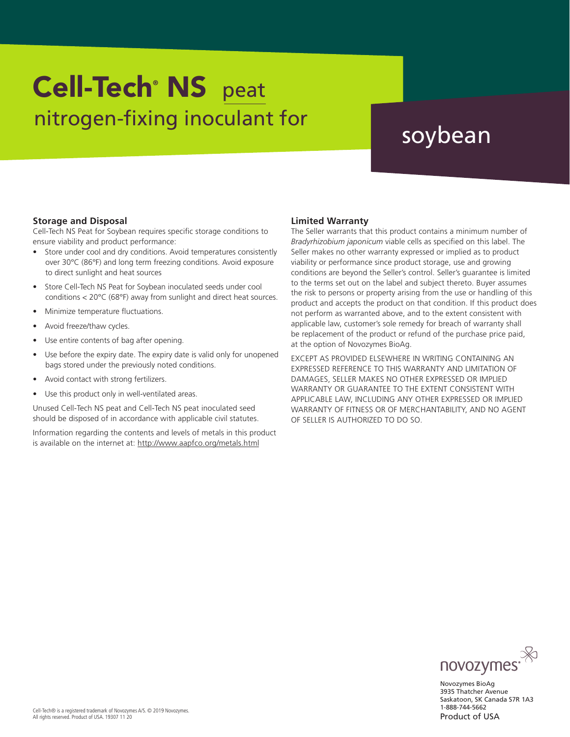# Cell-Tech® NS peat nitrogen-fixing inoculant for soybean

## Storage and Disposal

Cell-Tech NS Peat for Soybean requires specific storage conditions to ensure viability and product performance:

- Store under cool and dry conditions. Avoid temperatures consistently over 30°C (86°F) and long term freezing conditions. Avoid exposure to direct sunlight and heat sources
- Store Cell-Tech NS Peat for Soybean inoculated seeds under cool conditions < 20°C (68°F) away from sunlight and direct heat sources.
- Minimize temperature fluctuations.
- Avoid freeze/thaw cycles.
- Use entire contents of bag after opening.
- Use before the expiry date. The expiry date is valid only for unopened bags stored under the previously noted conditions.
- Avoid contact with strong fertilizers.
- Use this product only in well-ventilated areas.

Unused Cell-Tech NS peat and Cell-Tech NS peat inoculated seed should be disposed of in accordance with applicable civil statutes.

Information regarding the contents and levels of metals in this product is available on the internet at: http://www.aapfco.org/metals.html

## Limited Warranty

The Seller warrants that this product contains a minimum number of *Bradyrhizobium japonicum* viable cells as specified on this label. The Seller makes no other warranty expressed or implied as to product viability or performance since product storage, use and growing conditions are beyond the Seller's control. Seller's guarantee is limited to the terms set out on the label and subject thereto. Buyer assumes the risk to persons or property arising from the use or handling of this product and accepts the product on that condition. If this product does not perform as warranted above, and to the extent consistent with applicable law, customer's sole remedy for breach of warranty shall be replacement of the product or refund of the purchase price paid, at the option of Novozymes BioAg.

EXCEPT AS PROVIDED ELSEWHERE IN WRITING CONTAINING AN EXPRESSED REFERENCE TO THIS WARRANTY AND LIMITATION OF DAMAGES, SELLER MAKES NO OTHER EXPRESSED OR IMPLIED WARRANTY OR GUARANTEE TO THE EXTENT CONSISTENT WITH APPLICABLE LAW, INCLUDING ANY OTHER EXPRESSED OR IMPLIED WARRANTY OF FITNESS OR OF MERCHANTABILITY, AND NO AGENT OF SELLER IS AUTHORIZED TO DO SO.

novozymes

Novozymes BioAg
3935 Thatcher Avenue
Saskatoon, SK Canada S7R 1A3
1-888-744-5662
Product of USA

Cell-Tech® is a registered trademark of Novozymes A/S. © 2019 Novozymes. All rights reserved. Product of USA. 19307 11 20